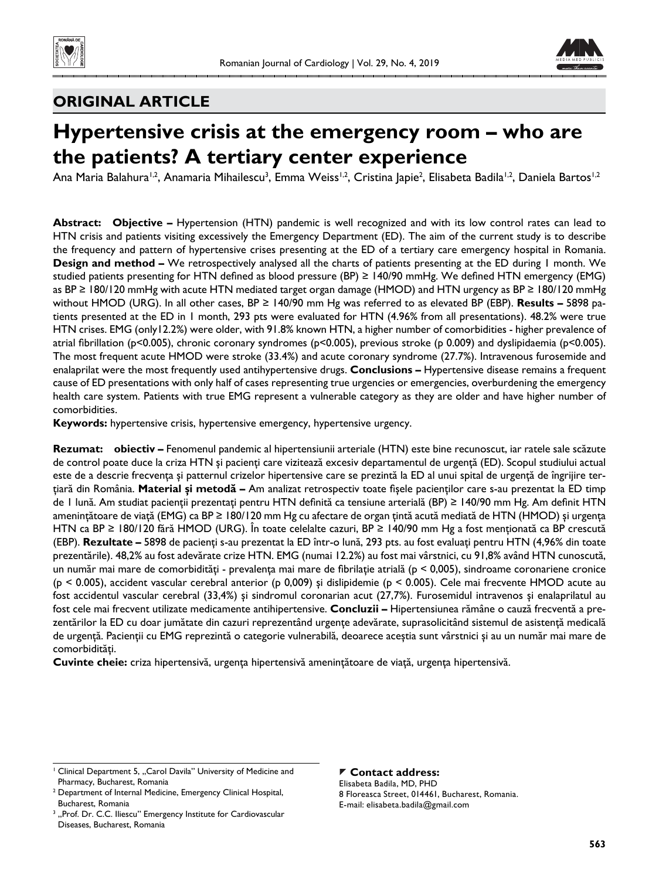## ORIGINAL ARTICLE

# Hypertensive crisis at the emergency room – who are the patients? A tertiary center experience

Ana Maria Balahura[1,2], Anamaria Mihailescu[3], Emma Weiss[1,2], Cristina Japie[2], Elisabeta Badila[1,2], Daniela Bartos[1,2]

**Abstract: Objective –** Hypertension (HTN) pandemic is well recognized and with its low control rates can lead to HTN crisis and patients visiting excessively the Emergency Department (ED). The aim of the current study is to describe the frequency and pattern of hypertensive crises presenting at the ED of a tertiary care emergency hospital in Romania. **Design and method –** We retrospectively analysed all the charts of patients presenting at the ED during 1 month. We studied patients presenting for HTN defined as blood pressure (BP) ≥ 140/90 mmHg. We defined HTN emergency (EMG) as BP ≥ 180/120 mmHg with acute HTN mediated target organ damage (HMOD) and HTN urgency as BP ≥ 180/120 mmHg without HMOD (URG). In all other cases, BP ≥ 140/90 mm Hg was referred to as elevated BP (EBP). **Results –** 5898 patients presented at the ED in 1 month, 293 pts were evaluated for HTN (4.96% from all presentations). 48.2% were true HTN crises. EMG (only12.2%) were older, with 91.8% known HTN, a higher number of comorbidities - higher prevalence of atrial fibrillation ($p<0.005$), chronic coronary syndromes ($p<0.005$), previous stroke (p 0.009) and dyslipidaemia ($p<0.005$). The most frequent acute HMOD were stroke (33.4%) and acute coronary syndrome (27.7%). Intravenous furosemide and enalaprilat were the most frequently used antihypertensive drugs. **Conclusions –** Hypertensive disease remains a frequent cause of ED presentations with only half of cases representing true urgencies or emergencies, overburdening the emergency health care system. Patients with true EMG represent a vulnerable category as they are older and have higher number of comorbidities.

**Keywords:** hypertensive crisis, hypertensive emergency, hypertensive urgency.

**Rezumat: obiectiv –** Fenomenul pandemic al hipertensiunii arteriale (HTN) este bine recunoscut, iar ratele sale scăzute de control poate duce la criza HTN și pacienți care vizitează excesiv departamentul de urgență (ED). Scopul studiului actual este de a descrie frecvența și patternul crizelor hipertensive care se prezintă la ED al unui spital de urgență de îngrijire terțiară din România. **Material și metodă –** Am analizat retrospectiv toate fișele pacienților care s-au prezentat la ED timp de 1 lună. Am studiat pacienții prezentați pentru HTN definită ca tensiune arterială (BP) ≥ 140/90 mm Hg. Am definit HTN amenințătoare de viață (EMG) ca BP ≥ 180/120 mm Hg cu afectare de organ țintă acută mediată de HTN (HMOD) și urgența HTN ca BP ≥ 180/120 fără HMOD (URG). În toate celelalte cazuri, BP ≥ 140/90 mm Hg a fost menționată ca BP crescută (EBP). **Rezultate –** 5898 de pacienți s-au prezentat la ED într-o lună, 293 pts. au fost evaluați pentru HTN (4,96% din toate prezentările). 48,2% au fost adevărate crize HTN. EMG (numai 12.2%) au fost mai vârstnici, cu 91,8% având HTN cunoscută, un număr mai mare de comorbidități - prevalența mai mare de fibrilație atrială ($p < 0,005$), sindroame coronariene cronice ($p < 0.005$), accident vascular cerebral anterior (p 0,009) și dislipidemie ($p < 0.005$). Cele mai frecvente HMOD acute au fost accidentul vascular cerebral (33,4%) și sindromul coronarian acut (27,7%). Furosemidul intravenos și enalaprilatul au fost cele mai frecvent utilizate medicamente antihipertensive. **Concluzii –** Hipertensiunea rămâne o cauză frecventă a prezentărilor la ED cu doar jumătate din cazuri reprezentând urgențe adevărate, suprasolicitând sistemul de asistență medicală de urgență. Pacienții cu EMG reprezintă o categorie vulnerabilă, deoarece aceștia sunt vârstnici și au un număr mai mare de comorbidități.

**Cuvinte cheie:** criza hipertensivă, urgența hipertensivă amenințătoare de viață, urgența hipertensivă.

[1] Clinical Department 5, „Carol Davila" University of Medicine and Pharmacy, Bucharest, Romania
[2] Department of Internal Medicine, Emergency Clinical Hospital, Bucharest, Romania
[3] „Prof. Dr. C.C. Iliescu" Emergency Institute for Cardiovascular Diseases, Bucharest, Romania

**Contact address:**
Elisabeta Badila, MD, PHD
8 Floreasca Street, 014461, Bucharest, Romania.
E-mail: elisabeta.badila@gmail.com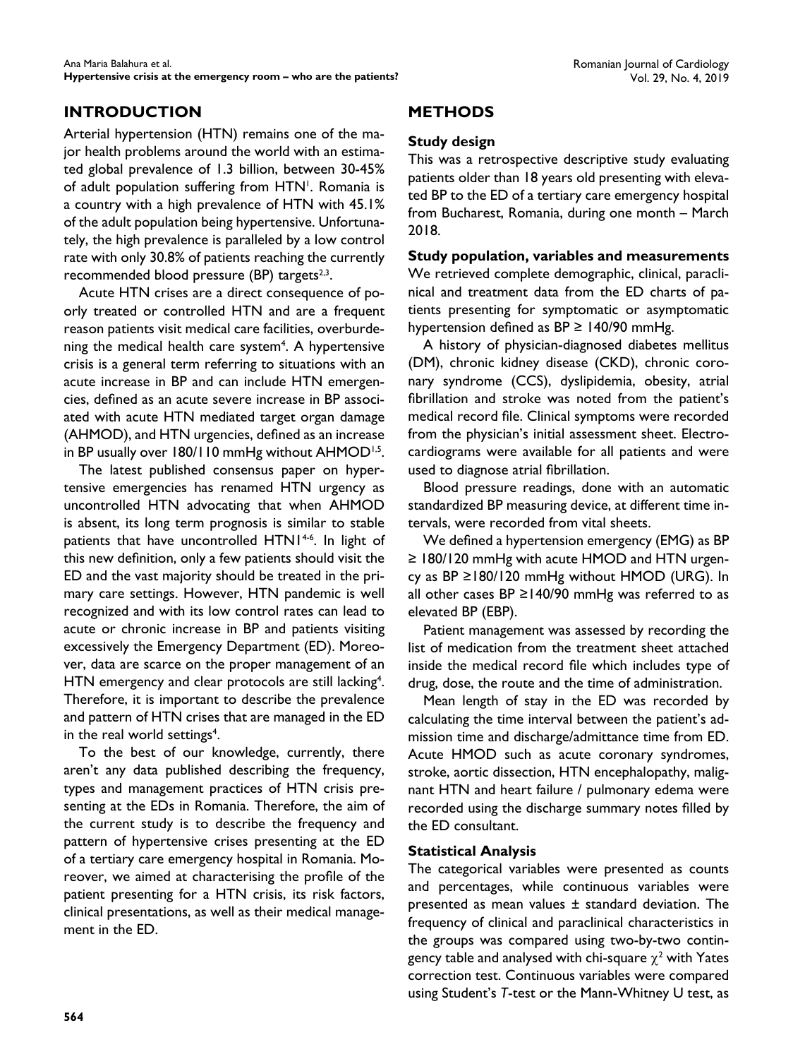## INTRODUCTION

Arterial hypertension (HTN) remains one of the major health problems around the world with an estimated global prevalence of 1.3 billion, between 30-45% of adult population suffering from HTN[1]. Romania is a country with a high prevalence of HTN with 45.1% of the adult population being hypertensive. Unfortunately, the high prevalence is paralleled by a low control rate with only 30.8% of patients reaching the currently recommended blood pressure (BP) targets[2,3].

Acute HTN crises are a direct consequence of poorly treated or controlled HTN and are a frequent reason patients visit medical care facilities, overburdening the medical health care system[4]. A hypertensive crisis is a general term referring to situations with an acute increase in BP and can include HTN emergencies, defined as an acute severe increase in BP associated with acute HTN mediated target organ damage (AHMOD), and HTN urgencies, defined as an increase in BP usually over 180/110 mmHg without AHMOD[1,5].

The latest published consensus paper on hypertensive emergencies has renamed HTN urgency as uncontrolled HTN advocating that when AHMOD is absent, its long term prognosis is similar to stable patients that have uncontrolled HTN1[4-6]. In light of this new definition, only a few patients should visit the ED and the vast majority should be treated in the primary care settings. However, HTN pandemic is well recognized and with its low control rates can lead to acute or chronic increase in BP and patients visiting excessively the Emergency Department (ED). Moreover, data are scarce on the proper management of an HTN emergency and clear protocols are still lacking[4]. Therefore, it is important to describe the prevalence and pattern of HTN crises that are managed in the ED in the real world settings[4].

To the best of our knowledge, currently, there aren't any data published describing the frequency, types and management practices of HTN crisis presenting at the EDs in Romania. Therefore, the aim of the current study is to describe the frequency and pattern of hypertensive crises presenting at the ED of a tertiary care emergency hospital in Romania. Moreover, we aimed at characterising the profile of the patient presenting for a HTN crisis, its risk factors, clinical presentations, as well as their medical management in the ED.

## METHODS

### Study design

This was a retrospective descriptive study evaluating patients older than 18 years old presenting with elevated BP to the ED of a tertiary care emergency hospital from Bucharest, Romania, during one month – March 2018.

### Study population, variables and measurements

We retrieved complete demographic, clinical, paraclinical and treatment data from the ED charts of patients presenting for symptomatic or asymptomatic hypertension defined as BP ≥ 140/90 mmHg.

A history of physician-diagnosed diabetes mellitus (DM), chronic kidney disease (CKD), chronic coronary syndrome (CCS), dyslipidemia, obesity, atrial fibrillation and stroke was noted from the patient's medical record file. Clinical symptoms were recorded from the physician's initial assessment sheet. Electrocardiograms were available for all patients and were used to diagnose atrial fibrillation.

Blood pressure readings, done with an automatic standardized BP measuring device, at different time intervals, were recorded from vital sheets.

We defined a hypertension emergency (EMG) as BP ≥ 180/120 mmHg with acute HMOD and HTN urgency as BP ≥180/120 mmHg without HMOD (URG). In all other cases BP ≥140/90 mmHg was referred to as elevated BP (EBP).

Patient management was assessed by recording the list of medication from the treatment sheet attached inside the medical record file which includes type of drug, dose, the route and the time of administration.

Mean length of stay in the ED was recorded by calculating the time interval between the patient's admission time and discharge/admittance time from ED. Acute HMOD such as acute coronary syndromes, stroke, aortic dissection, HTN encephalopathy, malignant HTN and heart failure / pulmonary edema were recorded using the discharge summary notes filled by the ED consultant.

### Statistical Analysis

The categorical variables were presented as counts and percentages, while continuous variables were presented as mean values ± standard deviation. The frequency of clinical and paraclinical characteristics in the groups was compared using two-by-two contingency table and analysed with chi-square $\chi^2$ with Yates correction test. Continuous variables were compared using Student's *T*-test or the Mann-Whitney U test, as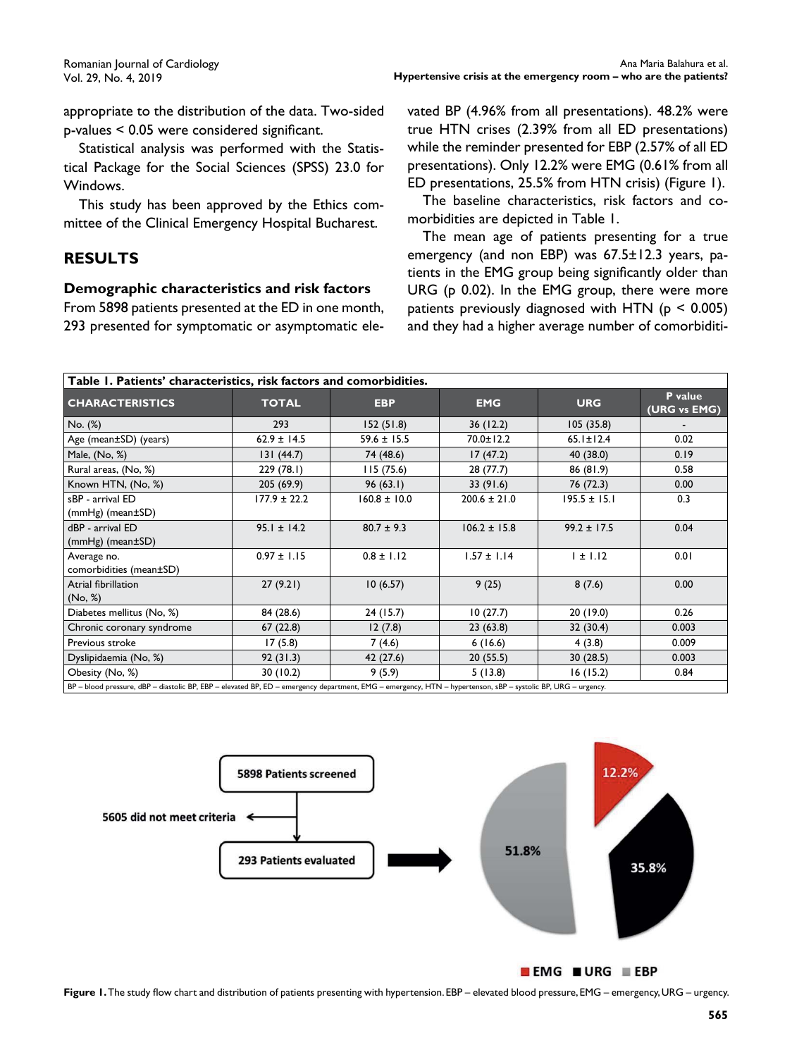appropriate to the distribution of the data. Two-sided p-values < 0.05 were considered significant.

Statistical analysis was performed with the Statistical Package for the Social Sciences (SPSS) 23.0 for Windows.

This study has been approved by the Ethics committee of the Clinical Emergency Hospital Bucharest.

## RESULTS

### Demographic characteristics and risk factors

From 5898 patients presented at the ED in one month, 293 presented for symptomatic or asymptomatic elevated BP (4.96% from all presentations). 48.2% were true HTN crises (2.39% from all ED presentations) while the reminder presented for EBP (2.57% of all ED presentations). Only 12.2% were EMG (0.61% from all ED presentations, 25.5% from HTN crisis) (Figure 1).

The baseline characteristics, risk factors and comorbidities are depicted in Table 1.

The mean age of patients presenting for a true emergency (and non EBP) was 67.5±12.3 years, patients in the EMG group being significantly older than URG (p 0.02). In the EMG group, there were more patients previously diagnosed with HTN ($p < 0.005$) and they had a higher average number of comorbiditi-

**Table 1. Patients' characteristics, risk factors and comorbidities.**

| CHARACTERISTICS | TOTAL | EBP | EMG | URG | P value (URG vs EMG) |
|---|---|---|---|---|---|
| No. (%) | 293 | 152 (51.8) | 36 (12.2) | 105 (35.8) | - |
| Age (mean±SD) (years) | 62.9 ± 14.5 | 59.6 ± 15.5 | 70.0±12.2 | 65.1±12.4 | 0.02 |
| Male, (No, %) | 131 (44.7) | 74 (48.6) | 17 (47.2) | 40 (38.0) | 0.19 |
| Rural areas, (No, %) | 229 (78.1) | 115 (75.6) | 28 (77.7) | 86 (81.9) | 0.58 |
| Known HTN, (No, %) | 205 (69.9) | 96 (63.1) | 33 (91.6) | 76 (72.3) | 0.00 |
| sBP - arrival ED (mmHg) (mean±SD) | 177.9 ± 22.2 | 160.8 ± 10.0 | 200.6 ± 21.0 | 195.5 ± 15.1 | 0.3 |
| dBP - arrival ED (mmHg) (mean±SD) | 95.1 ± 14.2 | 80.7 ± 9.3 | 106.2 ± 15.8 | 99.2 ± 17.5 | 0.04 |
| Average no. comorbidities (mean±SD) | 0.97 ± 1.15 | 0.8 ± 1.12 | 1.57 ± 1.14 | 1 ± 1.12 | 0.01 |
| Atrial fibrillation (No, %) | 27 (9.21) | 10 (6.57) | 9 (25) | 8 (7.6) | 0.00 |
| Diabetes mellitus (No, %) | 84 (28.6) | 24 (15.7) | 10 (27.7) | 20 (19.0) | 0.26 |
| Chronic coronary syndrome | 67 (22.8) | 12 (7.8) | 23 (63.8) | 32 (30.4) | 0.003 |
| Previous stroke | 17 (5.8) | 7 (4.6) | 6 (16.6) | 4 (3.8) | 0.009 |
| Dyslipidaemia (No, %) | 92 (31.3) | 42 (27.6) | 20 (55.5) | 30 (28.5) | 0.003 |
| Obesity (No, %) | 30 (10.2) | 9 (5.9) | 5 (13.8) | 16 (15.2) | 0.84 |

BP – blood pressure, dBP – diastolic BP, EBP – elevated BP, ED – emergency department, EMG – emergency, HTN – hypertenson, sBP – systolic BP, URG – urgency.

**Figure 1.** The study flow chart and distribution of patients presenting with hypertension. EBP – elevated blood pressure, EMG – emergency, URG – urgency.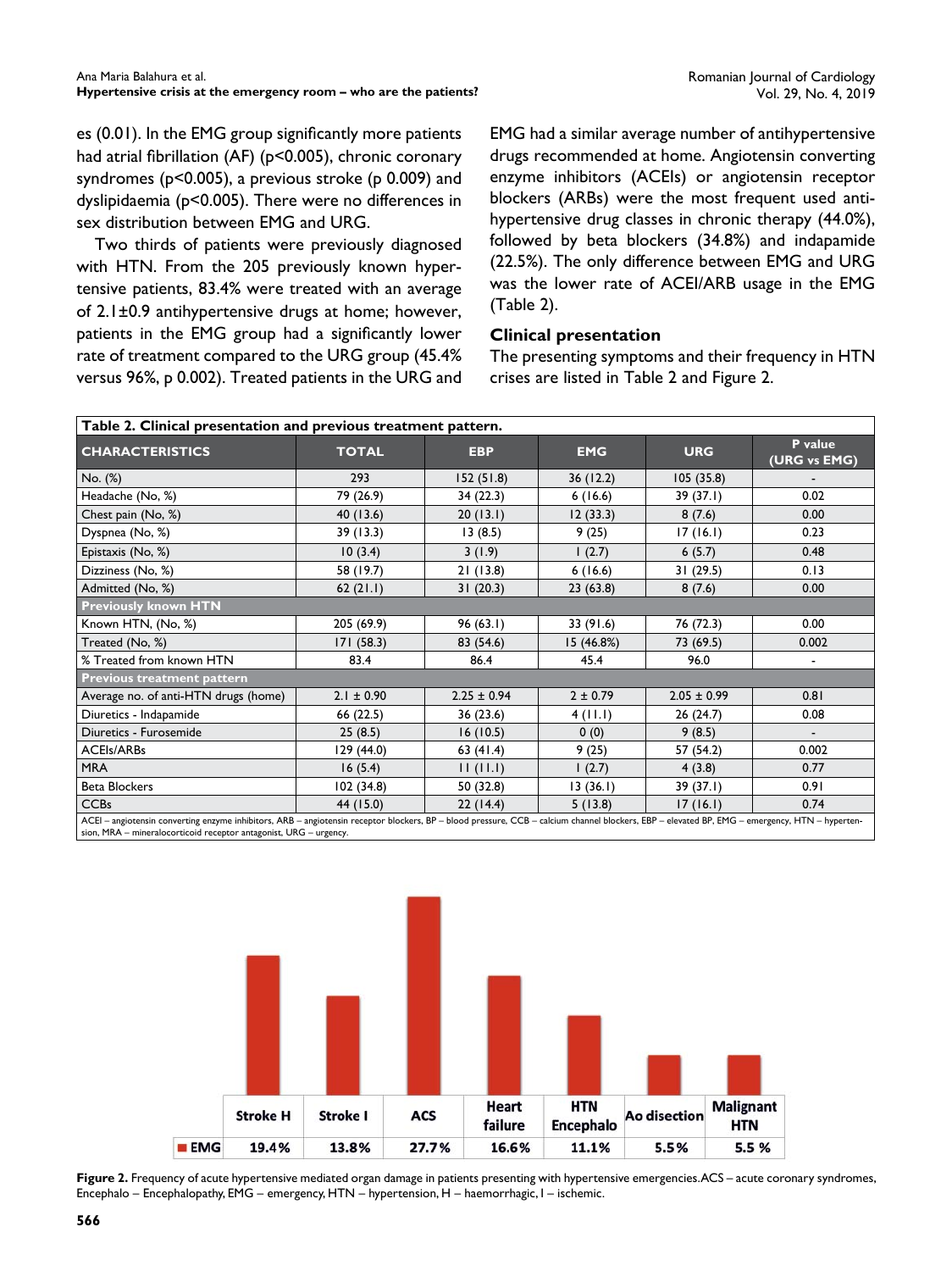es (0.01). In the EMG group significantly more patients had atrial fibrillation (AF) (p<0.005), chronic coronary syndromes (p<0.005), a previous stroke (p 0.009) and dyslipidaemia (p<0.005). There were no differences in sex distribution between EMG and URG.

Two thirds of patients were previously diagnosed with HTN. From the 205 previously known hypertensive patients, 83.4% were treated with an average of 2.1±0.9 antihypertensive drugs at home; however, patients in the EMG group had a significantly lower rate of treatment compared to the URG group (45.4% versus 96%, p 0.002). Treated patients in the URG and EMG had a similar average number of antihypertensive drugs recommended at home. Angiotensin converting enzyme inhibitors (ACEIs) or angiotensin receptor blockers (ARBs) were the most frequent used antihypertensive drug classes in chronic therapy (44.0%), followed by beta blockers (34.8%) and indapamide (22.5%). The only difference between EMG and URG was the lower rate of ACEI/ARB usage in the EMG (Table 2).

### Clinical presentation

The presenting symptoms and their frequency in HTN crises are listed in Table 2 and Figure 2.

**Table 2. Clinical presentation and previous treatment pattern.**

| CHARACTERISTICS | TOTAL | EBP | EMG | URG | P value (URG vs EMG) |
|---|---|---|---|---|---|
| No. (%) | 293 | 152 (51.8) | 36 (12.2) | 105 (35.8) | - |
| Headache (No, %) | 79 (26.9) | 34 (22.3) | 6 (16.6) | 39 (37.1) | 0.02 |
| Chest pain (No, %) | 40 (13.6) | 20 (13.1) | 12 (33.3) | 8 (7.6) | 0.00 |
| Dyspnea (No, %) | 39 (13.3) | 13 (8.5) | 9 (25) | 17 (16.1) | 0.23 |
| Epistaxis (No, %) | 10 (3.4) | 3 (1.9) | 1 (2.7) | 6 (5.7) | 0.48 |
| Dizziness (No, %) | 58 (19.7) | 21 (13.8) | 6 (16.6) | 31 (29.5) | 0.13 |
| Admitted (No, %) | 62 (21.1) | 31 (20.3) | 23 (63.8) | 8 (7.6) | 0.00 |
| **Previously known HTN** | | | | | |
| Known HTN, (No, %) | 205 (69.9) | 96 (63.1) | 33 (91.6) | 76 (72.3) | 0.00 |
| Treated (No, %) | 171 (58.3) | 83 (54.6) | 15 (46.8%) | 73 (69.5) | 0.002 |
| % Treated from known HTN | 83.4 | 86.4 | 45.4 | 96.0 | - |
| **Previous treatment pattern** | | | | | |
| Average no. of anti-HTN drugs (home) | 2.1 ± 0.90 | 2.25 ± 0.94 | 2 ± 0.79 | 2.05 ± 0.99 | 0.81 |
| Diuretics - Indapamide | 66 (22.5) | 36 (23.6) | 4 (11.1) | 26 (24.7) | 0.08 |
| Diuretics - Furosemide | 25 (8.5) | 16 (10.5) | 0 (0) | 9 (8.5) | - |
| ACEIs/ARBs | 129 (44.0) | 63 (41.4) | 9 (25) | 57 (54.2) | 0.002 |
| MRA | 16 (5.4) | 11 (11.1) | 1 (2.7) | 4 (3.8) | 0.77 |
| Beta Blockers | 102 (34.8) | 50 (32.8) | 13 (36.1) | 39 (37.1) | 0.91 |
| CCBs | 44 (15.0) | 22 (14.4) | 5 (13.8) | 17 (16.1) | 0.74 |

ACEI – angiotensin converting enzyme inhibitors, ARB – angiotensin receptor blockers, BP – blood pressure, CCB – calcium channel blockers, EBP – elevated BP, EMG – emergency, HTN – hypertension, MRA – mineralocorticoid receptor antagonist, URG – urgency.

| | Stroke H | Stroke I | ACS | Heart failure | HTN Encephalo | Ao disection | Malignant HTN |
|---|---|---|---|---|---|---|---|
| EMG | 19.4% | 13.8% | 27.7% | 16.6% | 11.1% | 5.5% | 5.5 % |

**Figure 2.** Frequency of acute hypertensive mediated organ damage in patients presenting with hypertensive emergencies. ACS – acute coronary syndromes, Encephalo – Encephalopathy, EMG – emergency, HTN – hypertension, H – haemorrhagic, I – ischemic.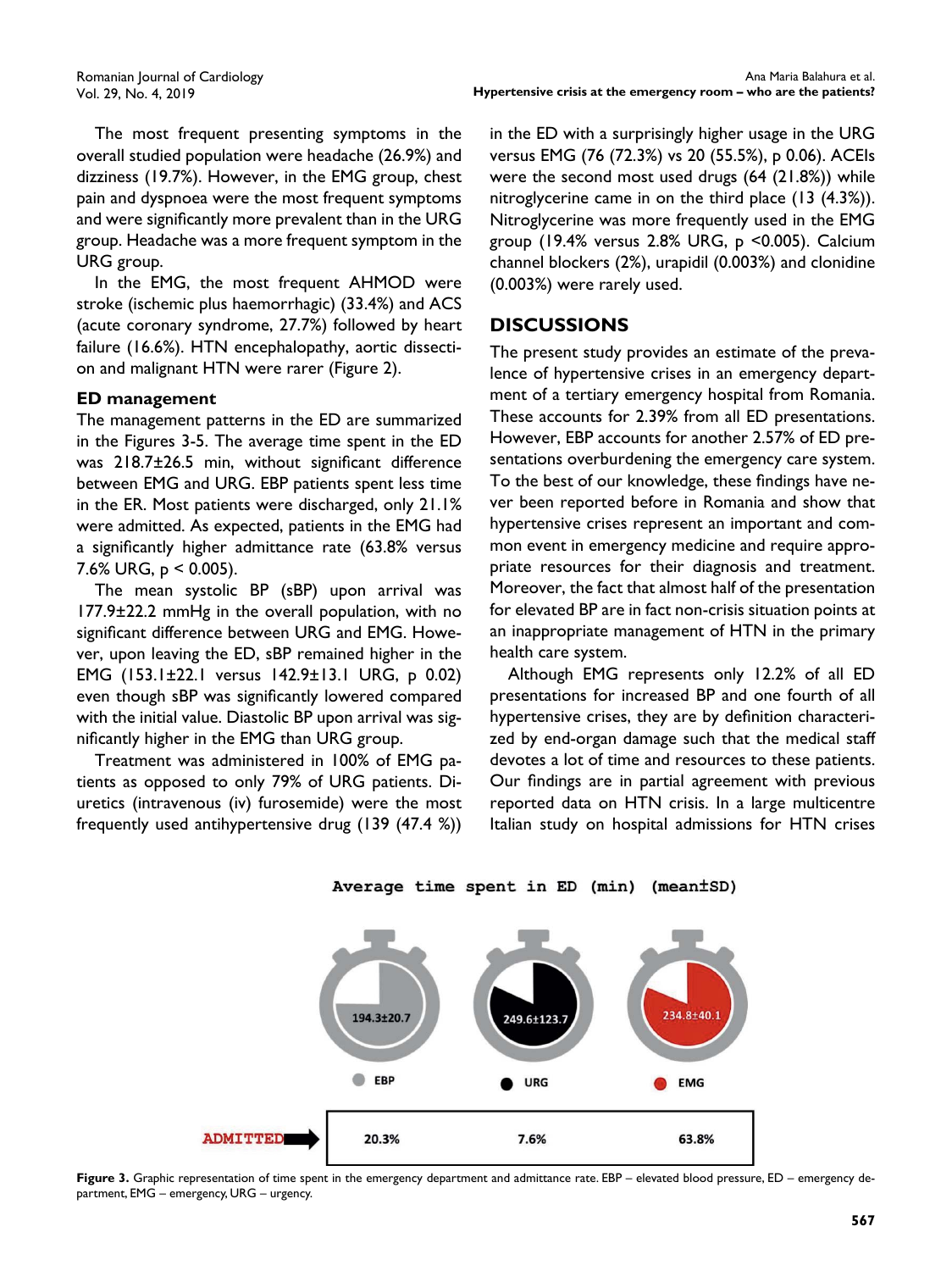The most frequent presenting symptoms in the overall studied population were headache (26.9%) and dizziness (19.7%). However, in the EMG group, chest pain and dyspnoea were the most frequent symptoms and were significantly more prevalent than in the URG group. Headache was a more frequent symptom in the URG group.

In the EMG, the most frequent AHMOD were stroke (ischemic plus haemorrhagic) (33.4%) and ACS (acute coronary syndrome, 27.7%) followed by heart failure (16.6%). HTN encephalopathy, aortic dissection and malignant HTN were rarer (Figure 2).

### ED management

The management patterns in the ED are summarized in the Figures 3-5. The average time spent in the ED was 218.7±26.5 min, without significant difference between EMG and URG. EBP patients spent less time in the ER. Most patients were discharged, only 21.1% were admitted. As expected, patients in the EMG had a significantly higher admittance rate (63.8% versus 7.6% URG, $p < 0.005$).

The mean systolic BP (sBP) upon arrival was 177.9±22.2 mmHg in the overall population, with no significant difference between URG and EMG. However, upon leaving the ED, sBP remained higher in the EMG (153.1±22.1 versus 142.9±13.1 URG, p 0.02) even though sBP was significantly lowered compared with the initial value. Diastolic BP upon arrival was significantly higher in the EMG than URG group.

Treatment was administered in 100% of EMG patients as opposed to only 79% of URG patients. Diuretics (intravenous (iv) furosemide) were the most frequently used antihypertensive drug (139 (47.4 %)) in the ED with a surprisingly higher usage in the URG versus EMG (76 (72.3%) vs 20 (55.5%), p 0.06). ACEIs were the second most used drugs (64 (21.8%)) while nitroglycerine came in on the third place (13 (4.3%)). Nitroglycerine was more frequently used in the EMG group (19.4% versus 2.8% URG, $p < 0.005$). Calcium channel blockers (2%), urapidil (0.003%) and clonidine (0.003%) were rarely used.

## DISCUSSIONS

The present study provides an estimate of the prevalence of hypertensive crises in an emergency department of a tertiary emergency hospital from Romania. These accounts for 2.39% from all ED presentations. However, EBP accounts for another 2.57% of ED presentations overburdening the emergency care system. To the best of our knowledge, these findings have never been reported before in Romania and show that hypertensive crises represent an important and common event in emergency medicine and require appropriate resources for their diagnosis and treatment. Moreover, the fact that almost half of the presentation for elevated BP are in fact non-crisis situation points at an inappropriate management of HTN in the primary health care system.

Although EMG represents only 12.2% of all ED presentations for increased BP and one fourth of all hypertensive crises, they are by definition characterized by end-organ damage such that the medical staff devotes a lot of time and resources to these patients. Our findings are in partial agreement with previous reported data on HTN crisis. In a large multicentre Italian study on hospital admissions for HTN crises

Average time spent in ED (min) (mean±SD)

| | EBP | URG | EMG |
|---|---|---|---|
| Time in ED (min) | 194.3±20.7 | 249.6±123.7 | 234.8±40.1 |
| ADMITTED | 20.3% | 7.6% | 63.8% |

**Figure 3.** Graphic representation of time spent in the emergency department and admittance rate. EBP – elevated blood pressure, ED – emergency department, EMG – emergency, URG – urgency.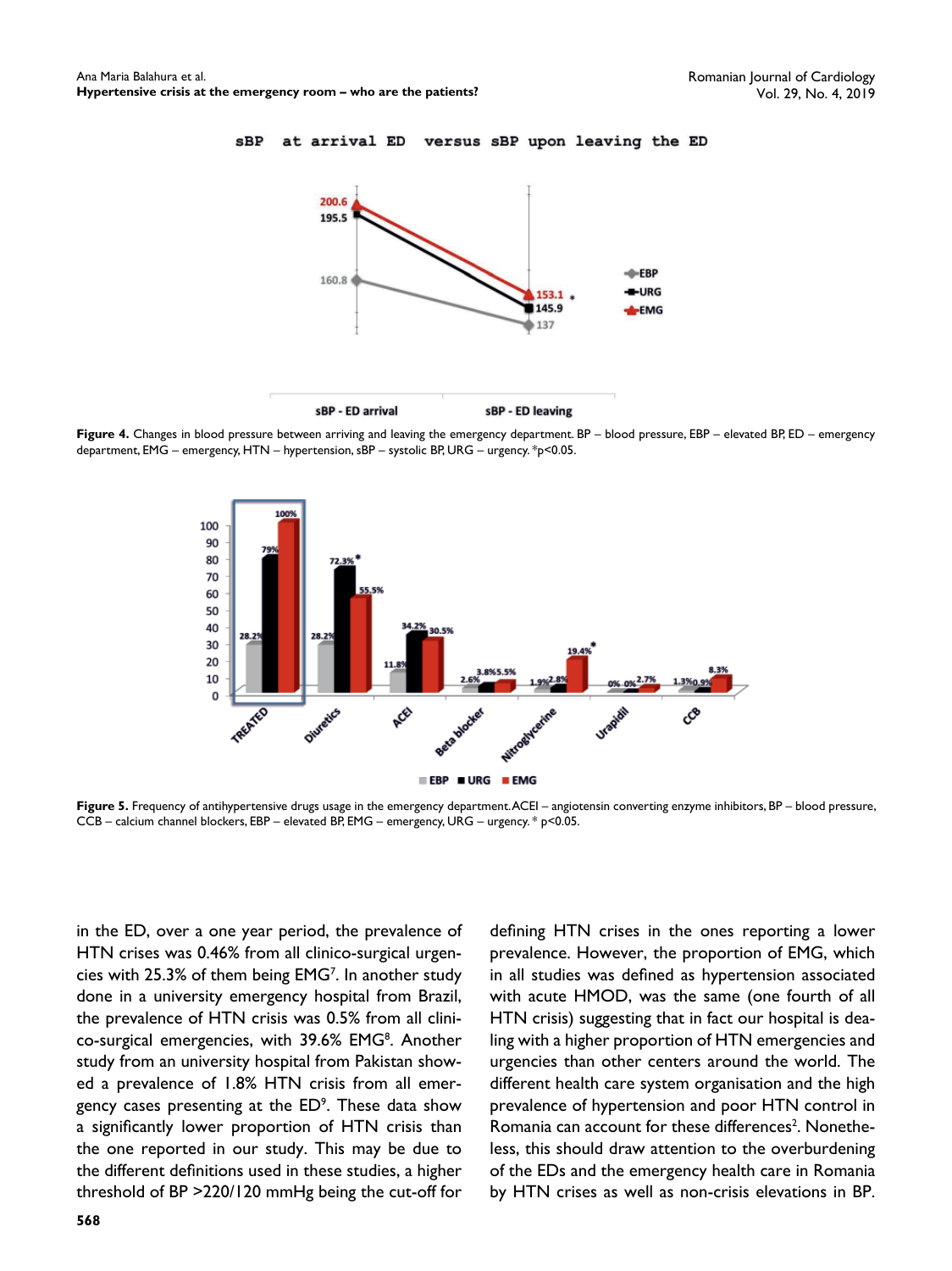**Figure 4.** Changes in blood pressure between arriving and leaving the emergency department. BP – blood pressure, EBP – elevated BP, ED – emergency department, EMG – emergency, HTN – hypertension, sBP – systolic BP, URG – urgency. *p<0.05.

**Figure 5.** Frequency of antihypertensive drugs usage in the emergency department. ACEI – angiotensin converting enzyme inhibitors, BP – blood pressure, CCB – calcium channel blockers, EBP – elevated BP, EMG – emergency, URG – urgency. * p<0.05.

in the ED, over a one year period, the prevalence of HTN crises was 0.46% from all clinico-surgical urgencies with 25.3% of them being EMG[7]. In another study done in a university emergency hospital from Brazil, the prevalence of HTN crisis was 0.5% from all clinico-surgical emergencies, with 39.6% EMG[8]. Another study from an university hospital from Pakistan showed a prevalence of 1.8% HTN crisis from all emergency cases presenting at the ED[9]. These data show a significantly lower proportion of HTN crisis than the one reported in our study. This may be due to the different definitions used in these studies, a higher threshold of BP >220/120 mmHg being the cut-off for defining HTN crises in the ones reporting a lower prevalence. However, the proportion of EMG, which in all studies was defined as hypertension associated with acute HMOD, was the same (one fourth of all HTN crisis) suggesting that in fact our hospital is dealing with a higher proportion of HTN emergencies and urgencies than other centers around the world. The different health care system organisation and the high prevalence of hypertension and poor HTN control in Romania can account for these differences[2]. Nonetheless, this should draw attention to the overburdening of the EDs and the emergency health care in Romania by HTN crises as well as non-crisis elevations in BP.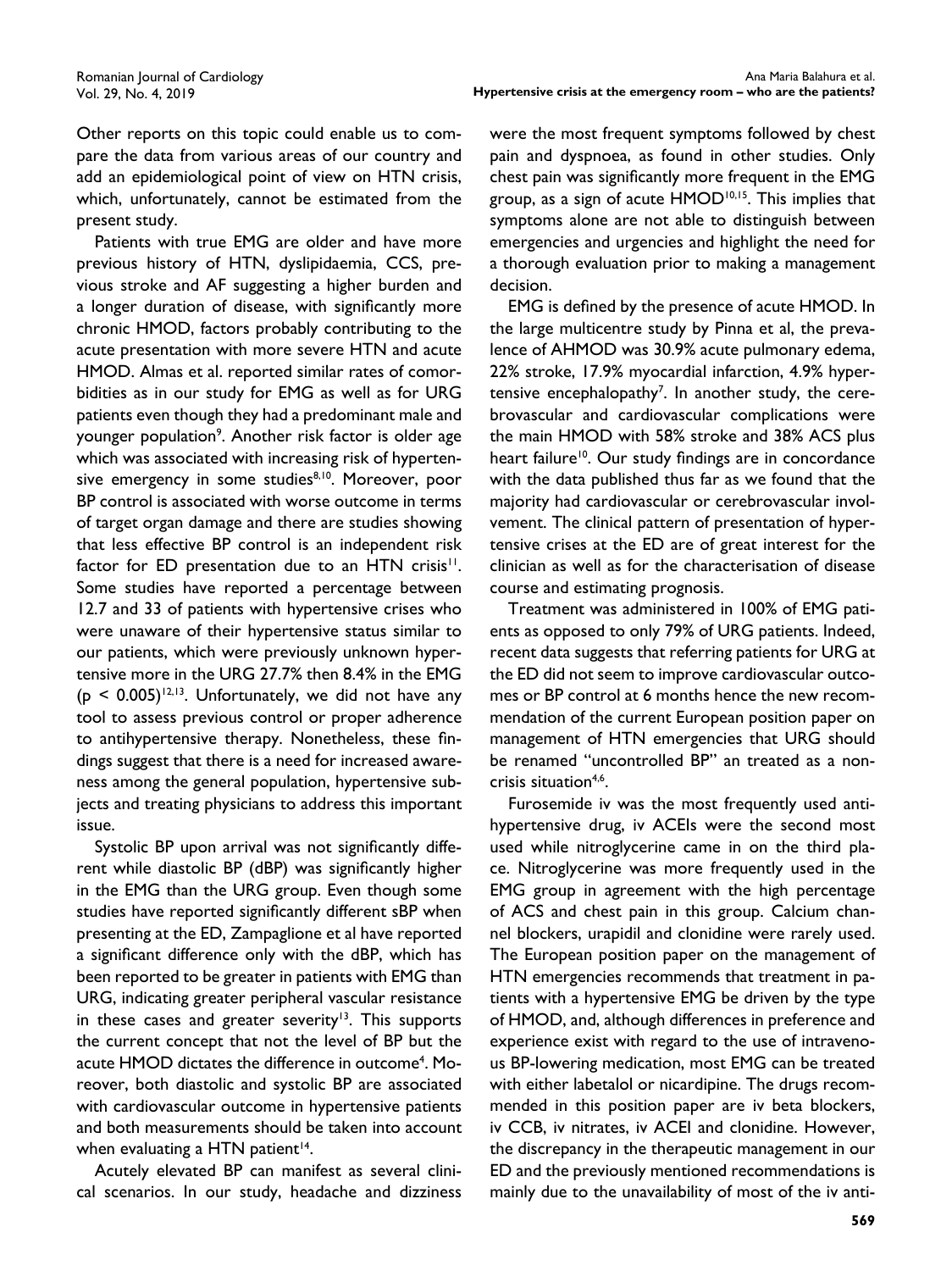Other reports on this topic could enable us to compare the data from various areas of our country and add an epidemiological point of view on HTN crisis, which, unfortunately, cannot be estimated from the present study.

Patients with true EMG are older and have more previous history of HTN, dyslipidaemia, CCS, previous stroke and AF suggesting a higher burden and a longer duration of disease, with significantly more chronic HMOD, factors probably contributing to the acute presentation with more severe HTN and acute HMOD. Almas et al. reported similar rates of comorbidities as in our study for EMG as well as for URG patients even though they had a predominant male and younger population[9]. Another risk factor is older age which was associated with increasing risk of hypertensive emergency in some studies[8,10]. Moreover, poor BP control is associated with worse outcome in terms of target organ damage and there are studies showing that less effective BP control is an independent risk factor for ED presentation due to an HTN crisis[11]. Some studies have reported a percentage between 12.7 and 33 of patients with hypertensive crises who were unaware of their hypertensive status similar to our patients, which were previously unknown hypertensive more in the URG 27.7% then 8.4% in the EMG ($p < 0.005$)[12,13]. Unfortunately, we did not have any tool to assess previous control or proper adherence to antihypertensive therapy. Nonetheless, these findings suggest that there is a need for increased awareness among the general population, hypertensive subjects and treating physicians to address this important issue.

Systolic BP upon arrival was not significantly different while diastolic BP (dBP) was significantly higher in the EMG than the URG group. Even though some studies have reported significantly different sBP when presenting at the ED, Zampaglione et al have reported a significant difference only with the dBP, which has been reported to be greater in patients with EMG than URG, indicating greater peripheral vascular resistance in these cases and greater severity[13]. This supports the current concept that not the level of BP but the acute HMOD dictates the difference in outcome[4]. Moreover, both diastolic and systolic BP are associated with cardiovascular outcome in hypertensive patients and both measurements should be taken into account when evaluating a HTN patient[14].

Acutely elevated BP can manifest as several clinical scenarios. In our study, headache and dizziness were the most frequent symptoms followed by chest pain and dyspnoea, as found in other studies. Only chest pain was significantly more frequent in the EMG group, as a sign of acute HMOD[10,15]. This implies that symptoms alone are not able to distinguish between emergencies and urgencies and highlight the need for a thorough evaluation prior to making a management decision.

EMG is defined by the presence of acute HMOD. In the large multicentre study by Pinna et al, the prevalence of AHMOD was 30.9% acute pulmonary edema, 22% stroke, 17.9% myocardial infarction, 4.9% hypertensive encephalopathy[7]. In another study, the cerebrovascular and cardiovascular complications were the main HMOD with 58% stroke and 38% ACS plus heart failure[10]. Our study findings are in concordance with the data published thus far as we found that the majority had cardiovascular or cerebrovascular involvement. The clinical pattern of presentation of hypertensive crises at the ED are of great interest for the clinician as well as for the characterisation of disease course and estimating prognosis.

Treatment was administered in 100% of EMG patients as opposed to only 79% of URG patients. Indeed, recent data suggests that referring patients for URG at the ED did not seem to improve cardiovascular outcomes or BP control at 6 months hence the new recommendation of the current European position paper on management of HTN emergencies that URG should be renamed "uncontrolled BP" an treated as a non-crisis situation[4,6].

Furosemide iv was the most frequently used antihypertensive drug, iv ACEIs were the second most used while nitroglycerine came in on the third place. Nitroglycerine was more frequently used in the EMG group in agreement with the high percentage of ACS and chest pain in this group. Calcium channel blockers, urapidil and clonidine were rarely used. The European position paper on the management of HTN emergencies recommends that treatment in patients with a hypertensive EMG be driven by the type of HMOD, and, although differences in preference and experience exist with regard to the use of intravenous BP-lowering medication, most EMG can be treated with either labetalol or nicardipine. The drugs recommended in this position paper are iv beta blockers, iv CCB, iv nitrates, iv ACEI and clonidine. However, the discrepancy in the therapeutic management in our ED and the previously mentioned recommendations is mainly due to the unavailability of most of the iv anti-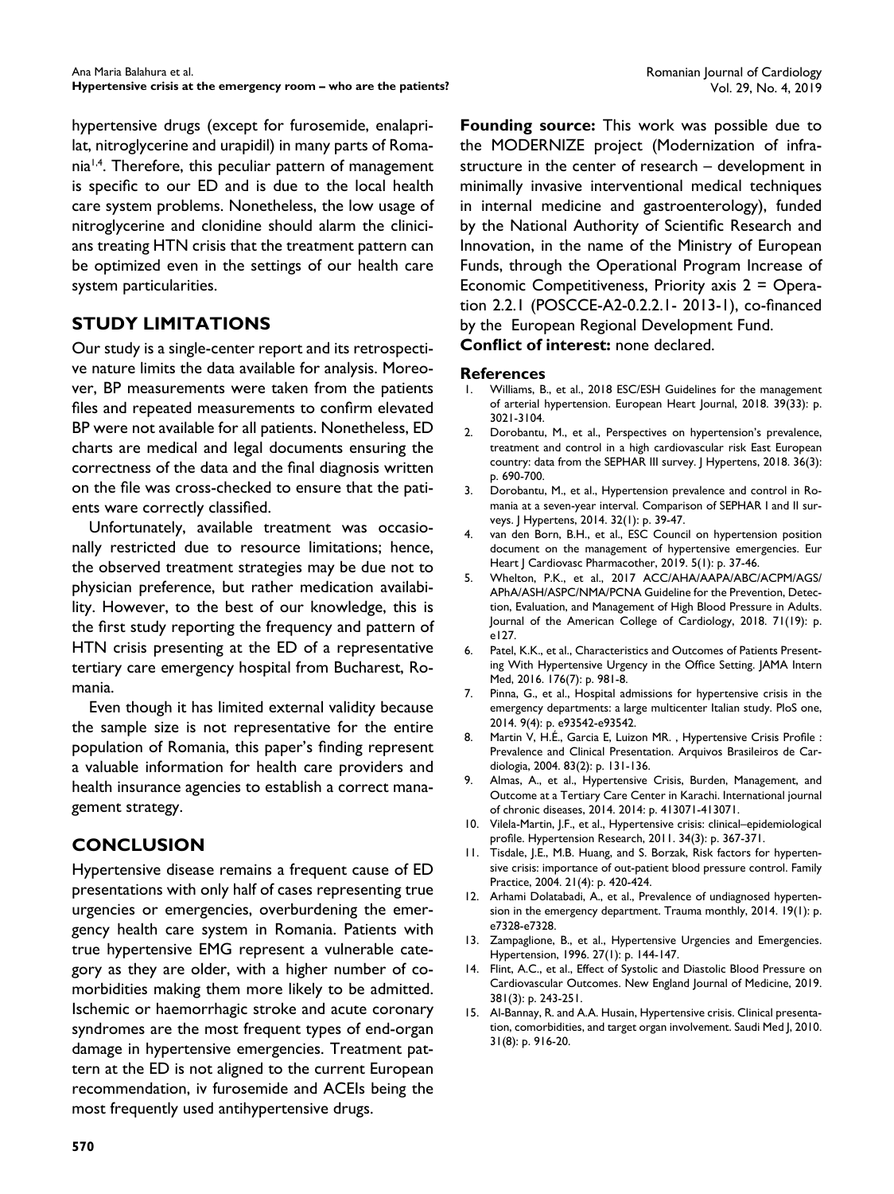hypertensive drugs (except for furosemide, enalaprilat, nitroglycerine and urapidil) in many parts of Romania[1,4]. Therefore, this peculiar pattern of management is specific to our ED and is due to the local health care system problems. Nonetheless, the low usage of nitroglycerine and clonidine should alarm the clinicians treating HTN crisis that the treatment pattern can be optimized even in the settings of our health care system particularities.

## STUDY LIMITATIONS

Our study is a single-center report and its retrospective nature limits the data available for analysis. Moreover, BP measurements were taken from the patients files and repeated measurements to confirm elevated BP were not available for all patients. Nonetheless, ED charts are medical and legal documents ensuring the correctness of the data and the final diagnosis written on the file was cross-checked to ensure that the patients ware correctly classified.

Unfortunately, available treatment was occasionally restricted due to resource limitations; hence, the observed treatment strategies may be due not to physician preference, but rather medication availability. However, to the best of our knowledge, this is the first study reporting the frequency and pattern of HTN crisis presenting at the ED of a representative tertiary care emergency hospital from Bucharest, Romania.

Even though it has limited external validity because the sample size is not representative for the entire population of Romania, this paper's finding represent a valuable information for health care providers and health insurance agencies to establish a correct management strategy.

## CONCLUSION

Hypertensive disease remains a frequent cause of ED presentations with only half of cases representing true urgencies or emergencies, overburdening the emergency health care system in Romania. Patients with true hypertensive EMG represent a vulnerable category as they are older, with a higher number of comorbidities making them more likely to be admitted. Ischemic or haemorrhagic stroke and acute coronary syndromes are the most frequent types of end-organ damage in hypertensive emergencies. Treatment pattern at the ED is not aligned to the current European recommendation, iv furosemide and ACEIs being the most frequently used antihypertensive drugs.

**Founding source:** This work was possible due to the MODERNIZE project (Modernization of infrastructure in the center of research – development in minimally invasive interventional medical techniques in internal medicine and gastroenterology), funded by the National Authority of Scientific Research and Innovation, in the name of the Ministry of European Funds, through the Operational Program Increase of Economic Competitiveness, Priority axis 2 = Operation 2.2.1 (POSCCE-A2-0.2.2.1- 2013-1), co-financed by the European Regional Development Fund.

**Conflict of interest:** none declared.

### References

1. Williams, B., et al., 2018 ESC/ESH Guidelines for the management of arterial hypertension. European Heart Journal, 2018. 39(33): p. 3021-3104.
2. Dorobantu, M., et al., Perspectives on hypertension's prevalence, treatment and control in a high cardiovascular risk East European country: data from the SEPHAR III survey. J Hypertens, 2018. 36(3): p. 690-700.
3. Dorobantu, M., et al., Hypertension prevalence and control in Romania at a seven-year interval. Comparison of SEPHAR I and II surveys. J Hypertens, 2014. 32(1): p. 39-47.
4. van den Born, B.H., et al., ESC Council on hypertension position document on the management of hypertensive emergencies. Eur Heart J Cardiovasc Pharmacother, 2019. 5(1): p. 37-46.
5. Whelton, P.K., et al., 2017 ACC/AHA/AAPA/ABC/ACPM/AGS/APhA/ASH/ASPC/NMA/PCNA Guideline for the Prevention, Detection, Evaluation, and Management of High Blood Pressure in Adults. Journal of the American College of Cardiology, 2018. 71(19): p. e127.
6. Patel, K.K., et al., Characteristics and Outcomes of Patients Presenting With Hypertensive Urgency in the Office Setting. JAMA Intern Med, 2016. 176(7): p. 981-8.
7. Pinna, G., et al., Hospital admissions for hypertensive crisis in the emergency departments: a large multicenter Italian study. PloS one, 2014. 9(4): p. e93542-e93542.
8. Martin V, H.É., Garcia E, Luizon MR. , Hypertensive Crisis Profile : Prevalence and Clinical Presentation. Arquivos Brasileiros de Cardiologia, 2004. 83(2): p. 131-136.
9. Almas, A., et al., Hypertensive Crisis, Burden, Management, and Outcome at a Tertiary Care Center in Karachi. International journal of chronic diseases, 2014. 2014: p. 413071-413071.
10. Vilela-Martin, J.F., et al., Hypertensive crisis: clinical–epidemiological profile. Hypertension Research, 2011. 34(3): p. 367-371.
11. Tisdale, J.E., M.B. Huang, and S. Borzak, Risk factors for hypertensive crisis: importance of out-patient blood pressure control. Family Practice, 2004. 21(4): p. 420-424.
12. Arhami Dolatabadi, A., et al., Prevalence of undiagnosed hypertension in the emergency department. Trauma monthly, 2014. 19(1): p. e7328-e7328.
13. Zampaglione, B., et al., Hypertensive Urgencies and Emergencies. Hypertension, 1996. 27(1): p. 144-147.
14. Flint, A.C., et al., Effect of Systolic and Diastolic Blood Pressure on Cardiovascular Outcomes. New England Journal of Medicine, 2019. 381(3): p. 243-251.
15. Al-Bannay, R. and A.A. Husain, Hypertensive crisis. Clinical presentation, comorbidities, and target organ involvement. Saudi Med J, 2010. 31(8): p. 916-20.